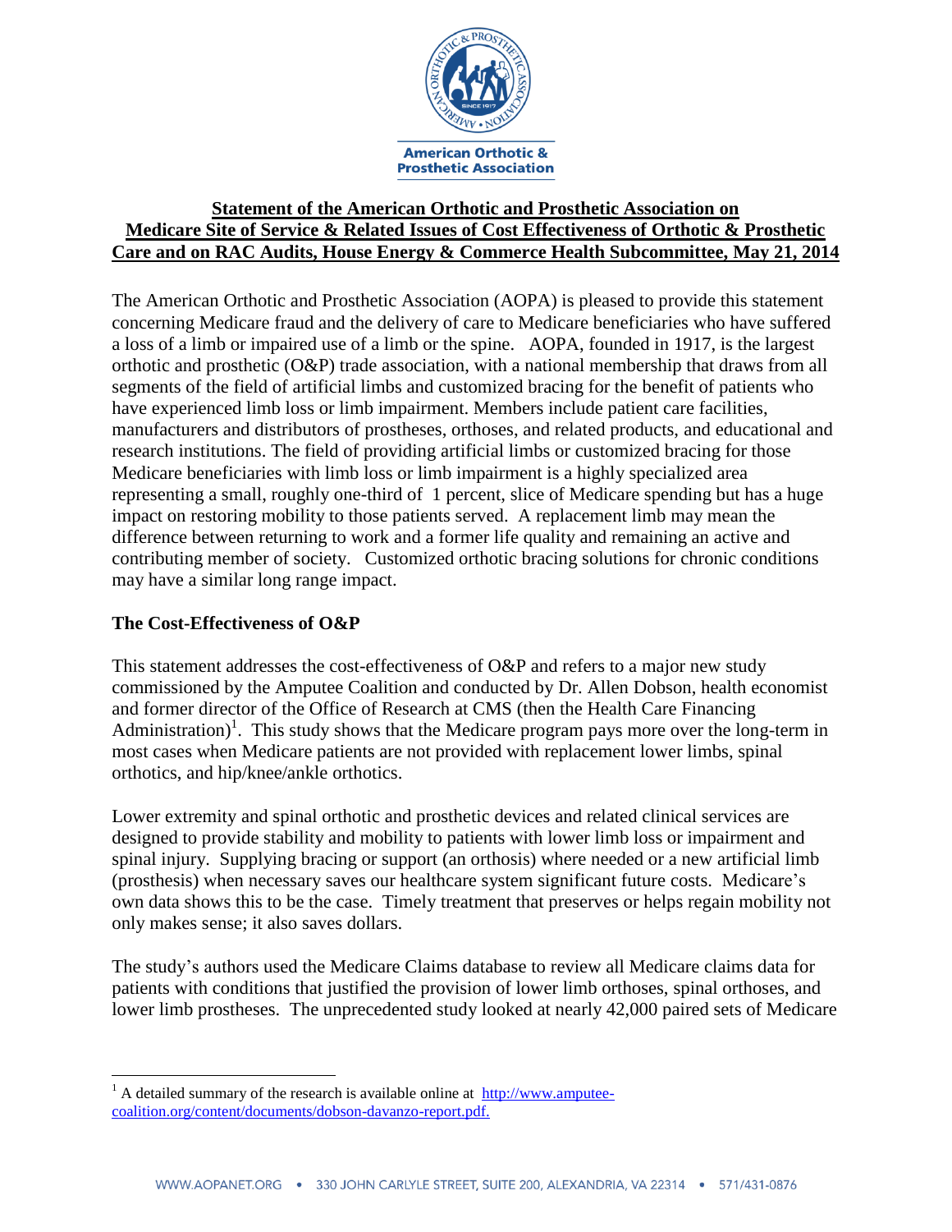**American Orthotic & Prosthetic Association**

# Statement of the American Orthotic and Prosthetic Association on Medicare Site of Service & Related Issues of Cost Effectiveness of Orthotic & Prosthetic Care and on RAC Audits, House Energy & Commerce Health Subcommittee, May 21, 2014

The American Orthotic and Prosthetic Association (AOPA) is pleased to provide this statement concerning Medicare fraud and the delivery of care to Medicare beneficiaries who have suffered a loss of a limb or impaired use of a limb or the spine. AOPA, founded in 1917, is the largest orthotic and prosthetic (O&P) trade association, with a national membership that draws from all segments of the field of artificial limbs and customized bracing for the benefit of patients who have experienced limb loss or limb impairment. Members include patient care facilities, manufacturers and distributors of prostheses, orthoses, and related products, and educational and research institutions. The field of providing artificial limbs or customized bracing for those Medicare beneficiaries with limb loss or limb impairment is a highly specialized area representing a small, roughly one-third of 1 percent, slice of Medicare spending but has a huge impact on restoring mobility to those patients served. A replacement limb may mean the difference between returning to work and a former life quality and remaining an active and contributing member of society. Customized orthotic bracing solutions for chronic conditions may have a similar long range impact.

## The Cost-Effectiveness of O&P

This statement addresses the cost-effectiveness of O&P and refers to a major new study commissioned by the Amputee Coalition and conducted by Dr. Allen Dobson, health economist and former director of the Office of Research at CMS (then the Health Care Financing Administration)[1]. This study shows that the Medicare program pays more over the long-term in most cases when Medicare patients are not provided with replacement lower limbs, spinal orthotics, and hip/knee/ankle orthotics.

Lower extremity and spinal orthotic and prosthetic devices and related clinical services are designed to provide stability and mobility to patients with lower limb loss or impairment and spinal injury. Supplying bracing or support (an orthosis) where needed or a new artificial limb (prosthesis) when necessary saves our healthcare system significant future costs. Medicare's own data shows this to be the case. Timely treatment that preserves or helps regain mobility not only makes sense; it also saves dollars.

The study's authors used the Medicare Claims database to review all Medicare claims data for patients with conditions that justified the provision of lower limb orthoses, spinal orthoses, and lower limb prostheses. The unprecedented study looked at nearly 42,000 paired sets of Medicare

---

[1] A detailed summary of the research is available online at http://www.amputee-coalition.org/content/documents/dobson-davanzo-report.pdf.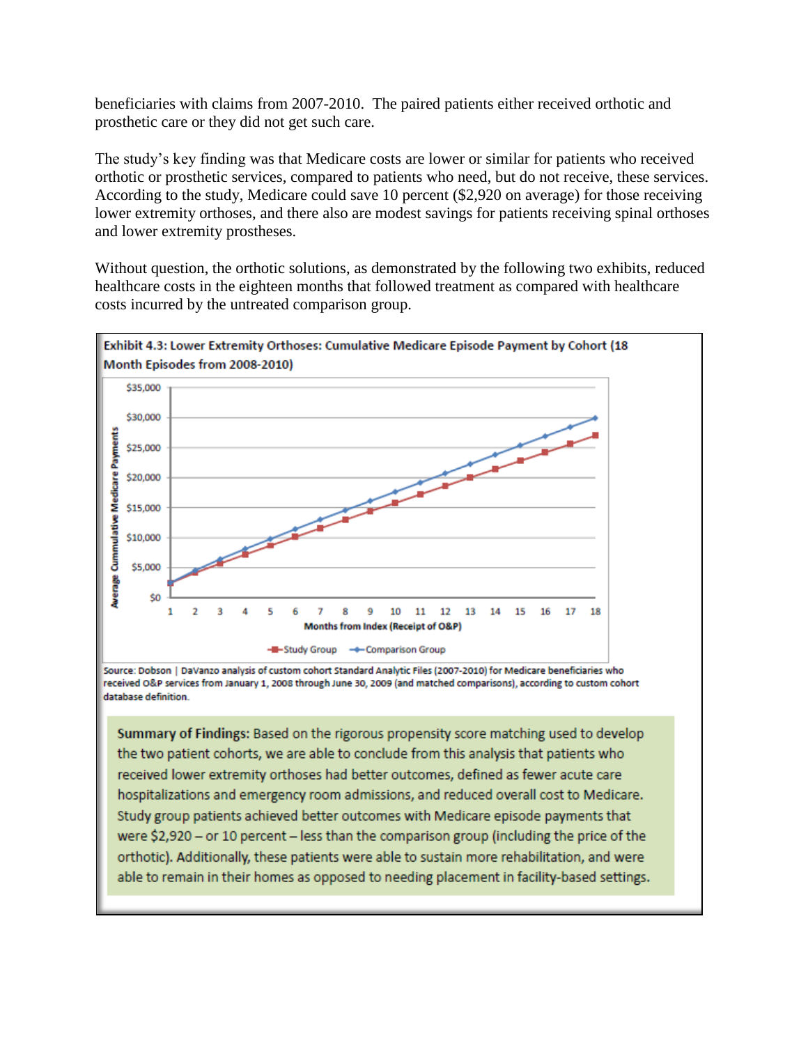beneficiaries with claims from 2007-2010. The paired patients either received orthotic and prosthetic care or they did not get such care.

The study's key finding was that Medicare costs are lower or similar for patients who received orthotic or prosthetic services, compared to patients who need, but do not receive, these services. According to the study, Medicare could save 10 percent ($2,920 on average) for those receiving lower extremity orthoses, and there also are modest savings for patients receiving spinal orthoses and lower extremity prostheses.

Without question, the orthotic solutions, as demonstrated by the following two exhibits, reduced healthcare costs in the eighteen months that followed treatment as compared with healthcare costs incurred by the untreated comparison group.

**Exhibit 4.3: Lower Extremity Orthoses: Cumulative Medicare Episode Payment by Cohort (18 Month Episodes from 2008-2010)**

Source: Dobson | DaVanzo analysis of custom cohort Standard Analytic Files (2007-2010) for Medicare beneficiaries who received O&P services from January 1, 2008 through June 30, 2009 (and matched comparisons), according to custom cohort database definition.

**Summary of Findings:** Based on the rigorous propensity score matching used to develop the two patient cohorts, we are able to conclude from this analysis that patients who received lower extremity orthoses had better outcomes, defined as fewer acute care hospitalizations and emergency room admissions, and reduced overall cost to Medicare. Study group patients achieved better outcomes with Medicare episode payments that were $2,920 – or 10 percent – less than the comparison group (including the price of the orthotic). Additionally, these patients were able to sustain more rehabilitation, and were able to remain in their homes as opposed to needing placement in facility-based settings.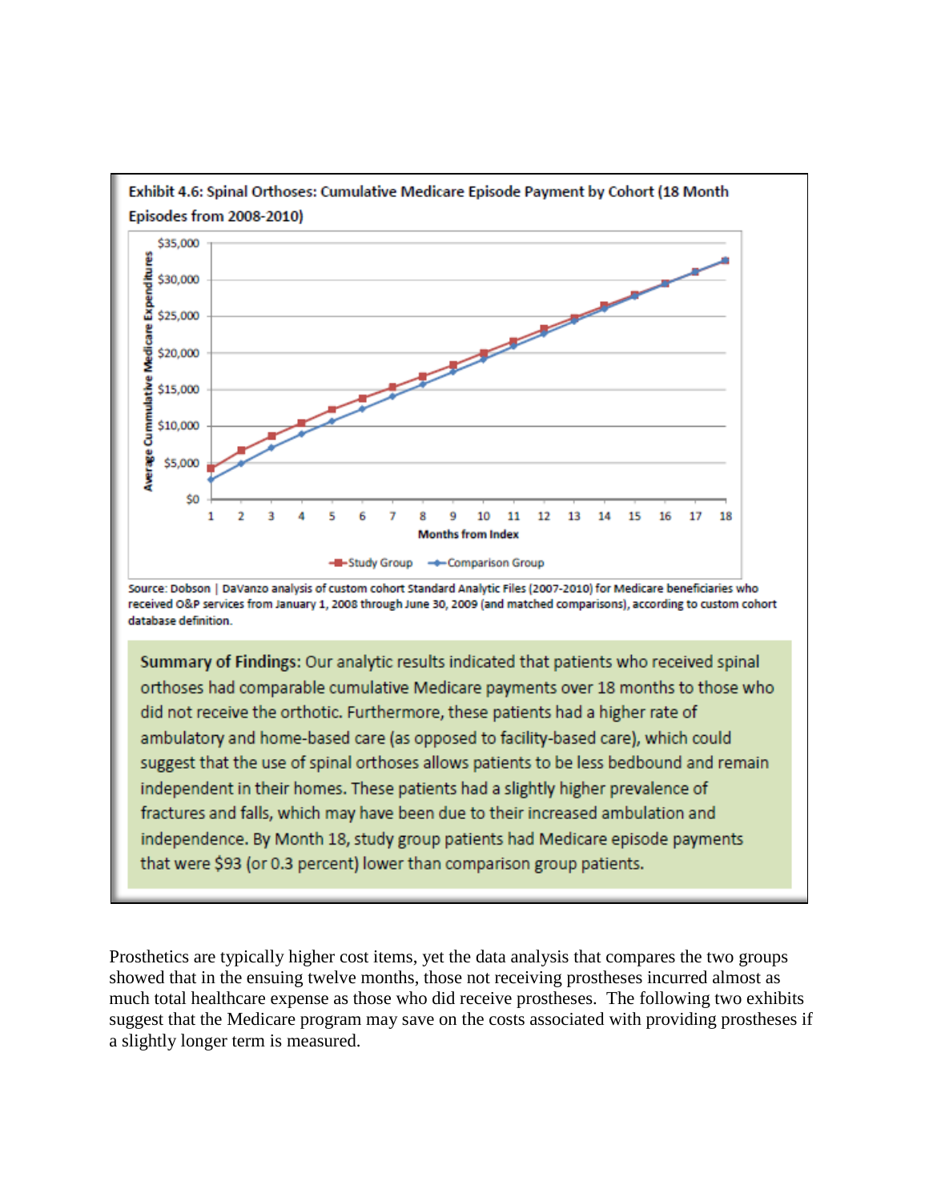**Exhibit 4.6: Spinal Orthoses: Cumulative Medicare Episode Payment by Cohort (18 Month Episodes from 2008-2010)**

Source: Dobson | DaVanzo analysis of custom cohort Standard Analytic Files (2007-2010) for Medicare beneficiaries who received O&P services from January 1, 2008 through June 30, 2009 (and matched comparisons), according to custom cohort database definition.

**Summary of Findings:** Our analytic results indicated that patients who received spinal orthoses had comparable cumulative Medicare payments over 18 months to those who did not receive the orthotic. Furthermore, these patients had a higher rate of ambulatory and home-based care (as opposed to facility-based care), which could suggest that the use of spinal orthoses allows patients to be less bedbound and remain independent in their homes. These patients had a slightly higher prevalence of fractures and falls, which may have been due to their increased ambulation and independence. By Month 18, study group patients had Medicare episode payments that were $93 (or 0.3 percent) lower than comparison group patients.

Prosthetics are typically higher cost items, yet the data analysis that compares the two groups showed that in the ensuing twelve months, those not receiving prostheses incurred almost as much total healthcare expense as those who did receive prostheses. The following two exhibits suggest that the Medicare program may save on the costs associated with providing prostheses if a slightly longer term is measured.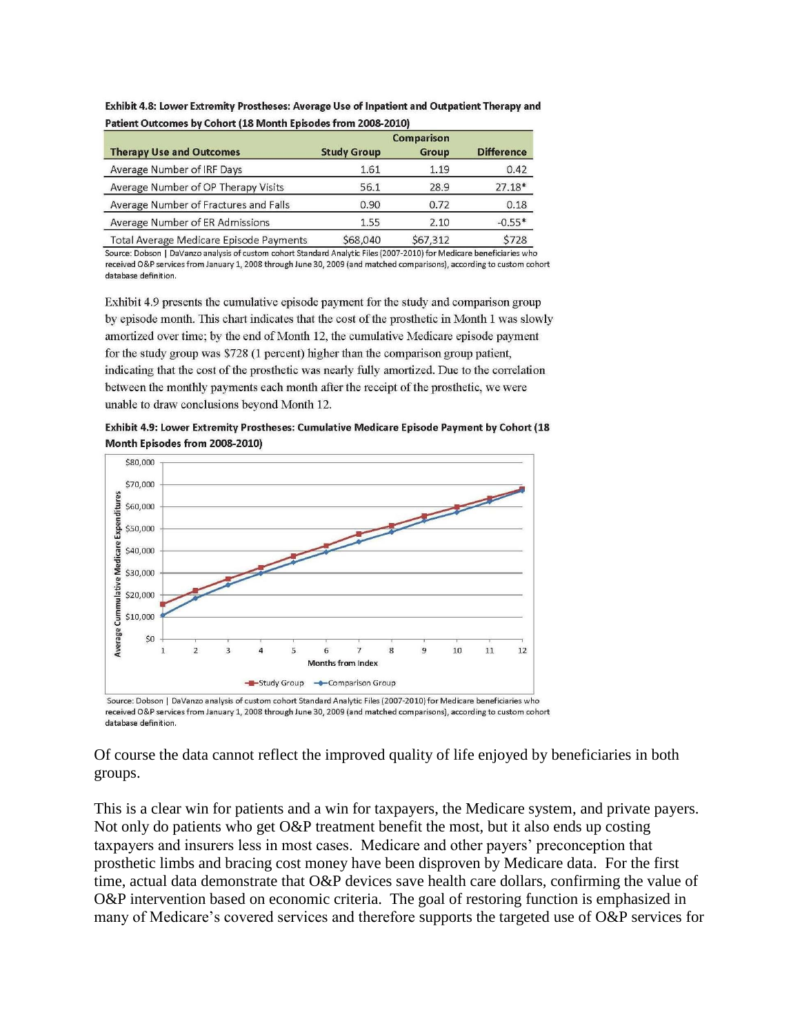**Exhibit 4.8: Lower Extremity Prostheses: Average Use of Inpatient and Outpatient Therapy and Patient Outcomes by Cohort (18 Month Episodes from 2008-2010)**

| Therapy Use and Outcomes | Study Group | Comparison Group | Difference |
|---|---|---|---|
| Average Number of IRF Days | 1.61 | 1.19 | 0.42 |
| Average Number of OP Therapy Visits | 56.1 | 28.9 | 27.18* |
| Average Number of Fractures and Falls | 0.90 | 0.72 | 0.18 |
| Average Number of ER Admissions | 1.55 | 2.10 | -0.55* |
| Total Average Medicare Episode Payments | $68,040 | $67,312 | $728 |

Source: Dobson | DaVanzo analysis of custom cohort Standard Analytic Files (2007-2010) for Medicare beneficiaries who received O&P services from January 1, 2008 through June 30, 2009 (and matched comparisons), according to custom cohort database definition.

Exhibit 4.9 presents the cumulative episode payment for the study and comparison group by episode month. This chart indicates that the cost of the prosthetic in Month 1 was slowly amortized over time; by the end of Month 12, the cumulative Medicare episode payment for the study group was $728 (1 percent) higher than the comparison group patient, indicating that the cost of the prosthetic was nearly fully amortized. Due to the correlation between the monthly payments each month after the receipt of the prosthetic, we were unable to draw conclusions beyond Month 12.

**Exhibit 4.9: Lower Extremity Prostheses: Cumulative Medicare Episode Payment by Cohort (18 Month Episodes from 2008-2010)**

Source: Dobson | DaVanzo analysis of custom cohort Standard Analytic Files (2007-2010) for Medicare beneficiaries who received O&P services from January 1, 2008 through June 30, 2009 (and matched comparisons), according to custom cohort database definition.

Of course the data cannot reflect the improved quality of life enjoyed by beneficiaries in both groups.

This is a clear win for patients and a win for taxpayers, the Medicare system, and private payers. Not only do patients who get O&P treatment benefit the most, but it also ends up costing taxpayers and insurers less in most cases. Medicare and other payers' preconception that prosthetic limbs and bracing cost money have been disproven by Medicare data. For the first time, actual data demonstrate that O&P devices save health care dollars, confirming the value of O&P intervention based on economic criteria. The goal of restoring function is emphasized in many of Medicare's covered services and therefore supports the targeted use of O&P services for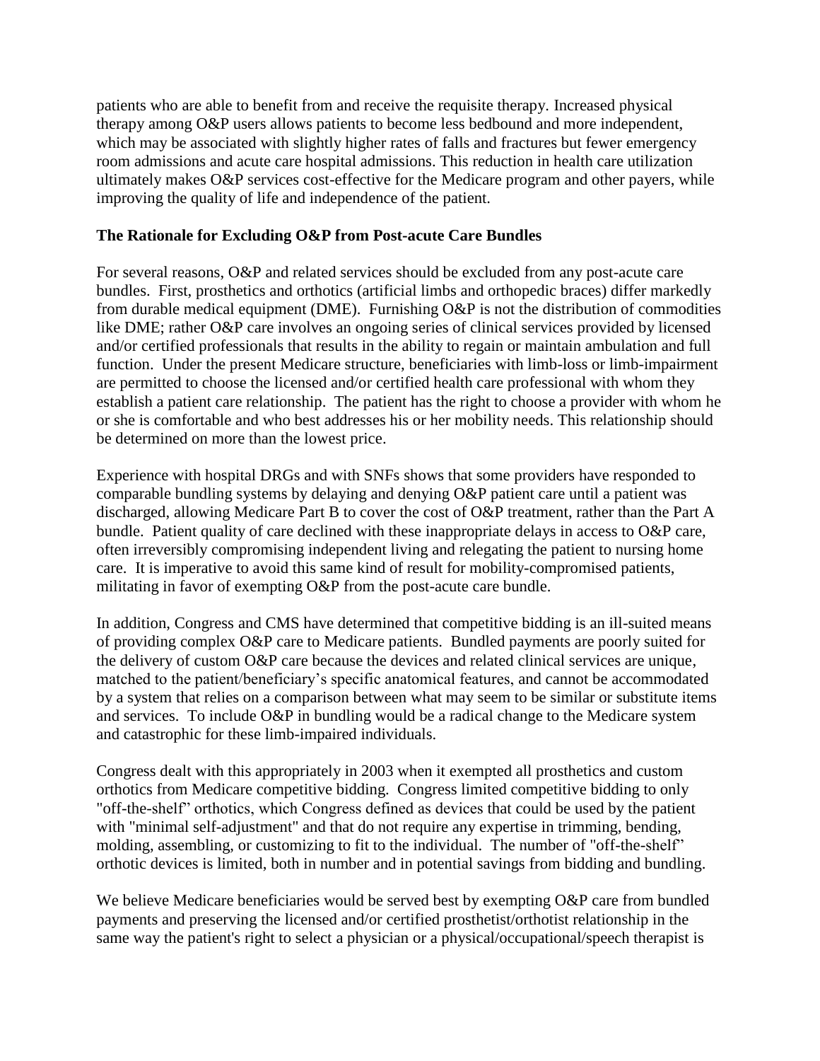patients who are able to benefit from and receive the requisite therapy. Increased physical therapy among O&P users allows patients to become less bedbound and more independent, which may be associated with slightly higher rates of falls and fractures but fewer emergency room admissions and acute care hospital admissions. This reduction in health care utilization ultimately makes O&P services cost-effective for the Medicare program and other payers, while improving the quality of life and independence of the patient.

**The Rationale for Excluding O&P from Post-acute Care Bundles**

For several reasons, O&P and related services should be excluded from any post-acute care bundles. First, prosthetics and orthotics (artificial limbs and orthopedic braces) differ markedly from durable medical equipment (DME). Furnishing O&P is not the distribution of commodities like DME; rather O&P care involves an ongoing series of clinical services provided by licensed and/or certified professionals that results in the ability to regain or maintain ambulation and full function. Under the present Medicare structure, beneficiaries with limb-loss or limb-impairment are permitted to choose the licensed and/or certified health care professional with whom they establish a patient care relationship. The patient has the right to choose a provider with whom he or she is comfortable and who best addresses his or her mobility needs. This relationship should be determined on more than the lowest price.

Experience with hospital DRGs and with SNFs shows that some providers have responded to comparable bundling systems by delaying and denying O&P patient care until a patient was discharged, allowing Medicare Part B to cover the cost of O&P treatment, rather than the Part A bundle. Patient quality of care declined with these inappropriate delays in access to O&P care, often irreversibly compromising independent living and relegating the patient to nursing home care. It is imperative to avoid this same kind of result for mobility-compromised patients, militating in favor of exempting O&P from the post-acute care bundle.

In addition, Congress and CMS have determined that competitive bidding is an ill-suited means of providing complex O&P care to Medicare patients. Bundled payments are poorly suited for the delivery of custom O&P care because the devices and related clinical services are unique, matched to the patient/beneficiary's specific anatomical features, and cannot be accommodated by a system that relies on a comparison between what may seem to be similar or substitute items and services. To include O&P in bundling would be a radical change to the Medicare system and catastrophic for these limb-impaired individuals.

Congress dealt with this appropriately in 2003 when it exempted all prosthetics and custom orthotics from Medicare competitive bidding. Congress limited competitive bidding to only "off-the-shelf" orthotics, which Congress defined as devices that could be used by the patient with "minimal self-adjustment" and that do not require any expertise in trimming, bending, molding, assembling, or customizing to fit to the individual. The number of "off-the-shelf" orthotic devices is limited, both in number and in potential savings from bidding and bundling.

We believe Medicare beneficiaries would be served best by exempting O&P care from bundled payments and preserving the licensed and/or certified prosthetist/orthotist relationship in the same way the patient's right to select a physician or a physical/occupational/speech therapist is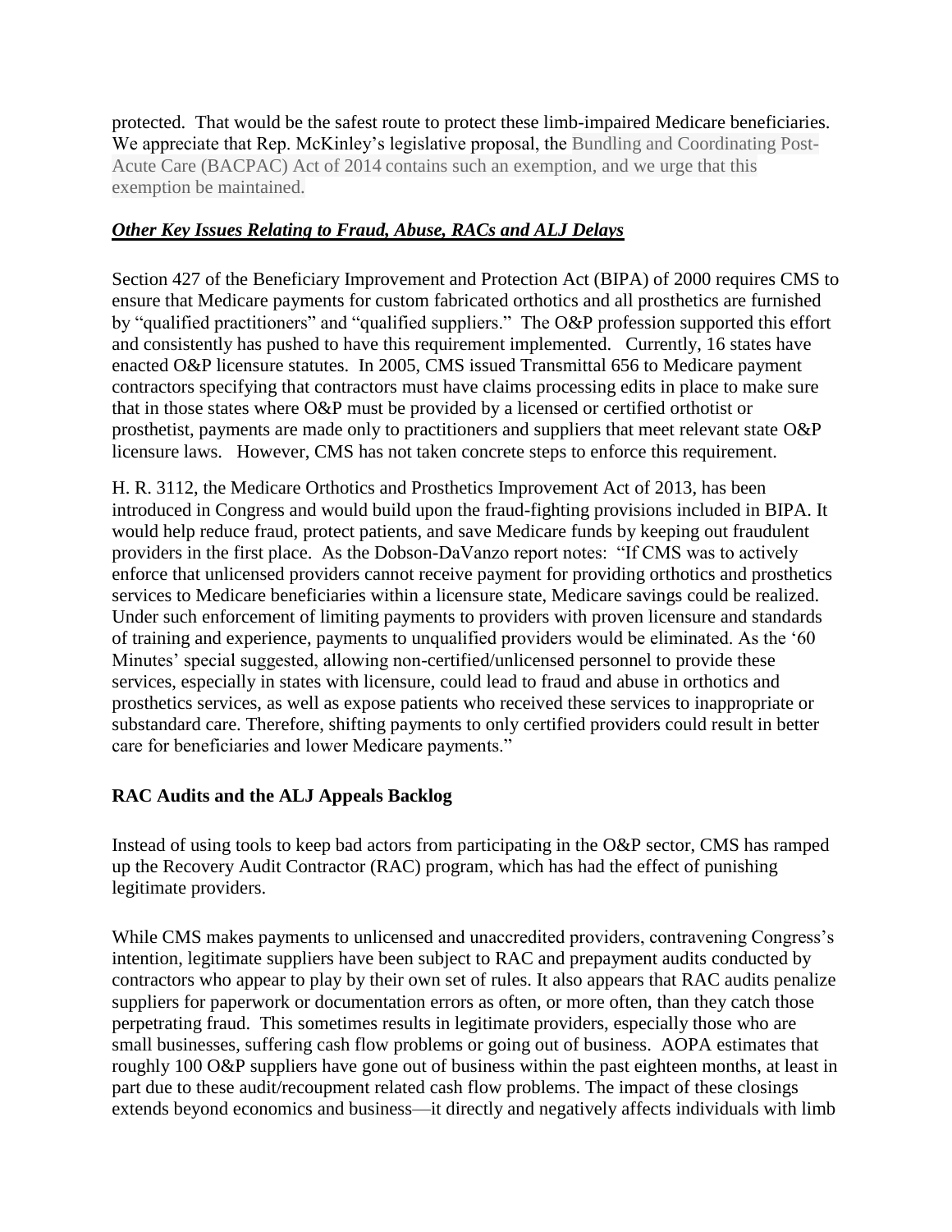protected. That would be the safest route to protect these limb-impaired Medicare beneficiaries. We appreciate that Rep. McKinley's legislative proposal, the Bundling and Coordinating Post-Acute Care (BACPAC) Act of 2014 contains such an exemption, and we urge that this exemption be maintained.

***Other Key Issues Relating to Fraud, Abuse, RACs and ALJ Delays***

Section 427 of the Beneficiary Improvement and Protection Act (BIPA) of 2000 requires CMS to ensure that Medicare payments for custom fabricated orthotics and all prosthetics are furnished by "qualified practitioners" and "qualified suppliers." The O&P profession supported this effort and consistently has pushed to have this requirement implemented. Currently, 16 states have enacted O&P licensure statutes. In 2005, CMS issued Transmittal 656 to Medicare payment contractors specifying that contractors must have claims processing edits in place to make sure that in those states where O&P must be provided by a licensed or certified orthotist or prosthetist, payments are made only to practitioners and suppliers that meet relevant state O&P licensure laws. However, CMS has not taken concrete steps to enforce this requirement.

H. R. 3112, the Medicare Orthotics and Prosthetics Improvement Act of 2013, has been introduced in Congress and would build upon the fraud-fighting provisions included in BIPA. It would help reduce fraud, protect patients, and save Medicare funds by keeping out fraudulent providers in the first place. As the Dobson-DaVanzo report notes: "If CMS was to actively enforce that unlicensed providers cannot receive payment for providing orthotics and prosthetics services to Medicare beneficiaries within a licensure state, Medicare savings could be realized. Under such enforcement of limiting payments to providers with proven licensure and standards of training and experience, payments to unqualified providers would be eliminated. As the '60 Minutes' special suggested, allowing non-certified/unlicensed personnel to provide these services, especially in states with licensure, could lead to fraud and abuse in orthotics and prosthetics services, as well as expose patients who received these services to inappropriate or substandard care. Therefore, shifting payments to only certified providers could result in better care for beneficiaries and lower Medicare payments."

**RAC Audits and the ALJ Appeals Backlog**

Instead of using tools to keep bad actors from participating in the O&P sector, CMS has ramped up the Recovery Audit Contractor (RAC) program, which has had the effect of punishing legitimate providers.

While CMS makes payments to unlicensed and unaccredited providers, contravening Congress's intention, legitimate suppliers have been subject to RAC and prepayment audits conducted by contractors who appear to play by their own set of rules. It also appears that RAC audits penalize suppliers for paperwork or documentation errors as often, or more often, than they catch those perpetrating fraud. This sometimes results in legitimate providers, especially those who are small businesses, suffering cash flow problems or going out of business. AOPA estimates that roughly 100 O&P suppliers have gone out of business within the past eighteen months, at least in part due to these audit/recoupment related cash flow problems. The impact of these closings extends beyond economics and business—it directly and negatively affects individuals with limb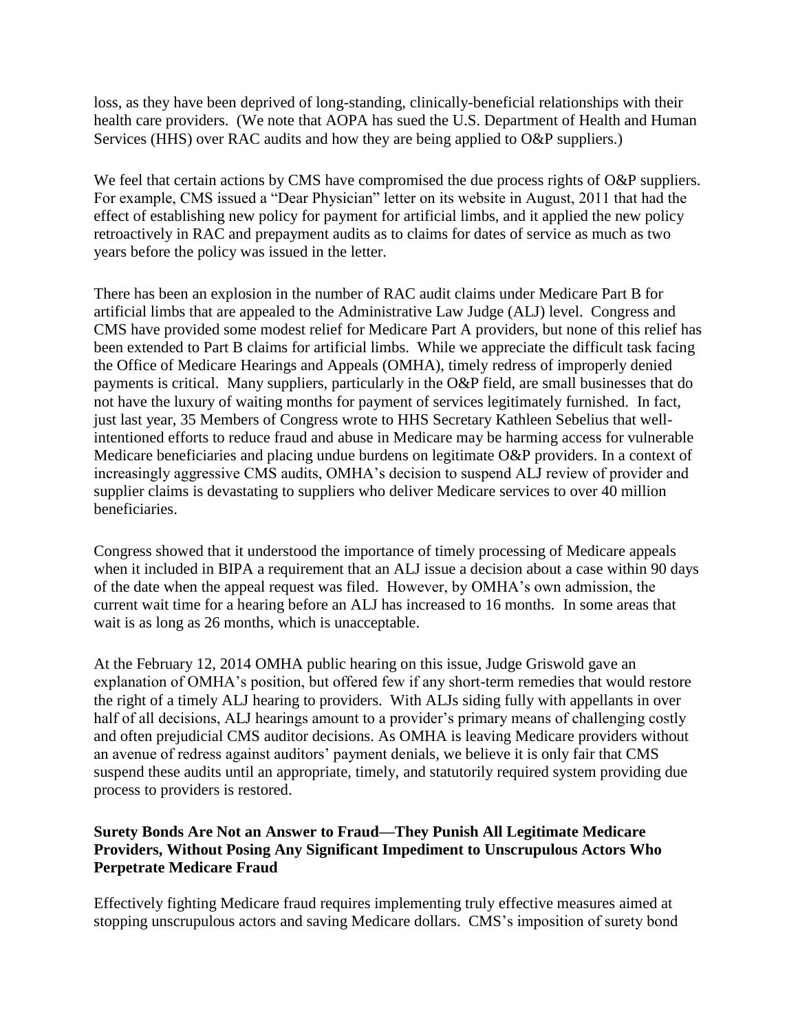loss, as they have been deprived of long-standing, clinically-beneficial relationships with their health care providers. (We note that AOPA has sued the U.S. Department of Health and Human Services (HHS) over RAC audits and how they are being applied to O&P suppliers.)

We feel that certain actions by CMS have compromised the due process rights of O&P suppliers. For example, CMS issued a "Dear Physician" letter on its website in August, 2011 that had the effect of establishing new policy for payment for artificial limbs, and it applied the new policy retroactively in RAC and prepayment audits as to claims for dates of service as much as two years before the policy was issued in the letter.

There has been an explosion in the number of RAC audit claims under Medicare Part B for artificial limbs that are appealed to the Administrative Law Judge (ALJ) level. Congress and CMS have provided some modest relief for Medicare Part A providers, but none of this relief has been extended to Part B claims for artificial limbs. While we appreciate the difficult task facing the Office of Medicare Hearings and Appeals (OMHA), timely redress of improperly denied payments is critical. Many suppliers, particularly in the O&P field, are small businesses that do not have the luxury of waiting months for payment of services legitimately furnished. In fact, just last year, 35 Members of Congress wrote to HHS Secretary Kathleen Sebelius that well-intentioned efforts to reduce fraud and abuse in Medicare may be harming access for vulnerable Medicare beneficiaries and placing undue burdens on legitimate O&P providers. In a context of increasingly aggressive CMS audits, OMHA's decision to suspend ALJ review of provider and supplier claims is devastating to suppliers who deliver Medicare services to over 40 million beneficiaries.

Congress showed that it understood the importance of timely processing of Medicare appeals when it included in BIPA a requirement that an ALJ issue a decision about a case within 90 days of the date when the appeal request was filed. However, by OMHA's own admission, the current wait time for a hearing before an ALJ has increased to 16 months. In some areas that wait is as long as 26 months, which is unacceptable.

At the February 12, 2014 OMHA public hearing on this issue, Judge Griswold gave an explanation of OMHA's position, but offered few if any short-term remedies that would restore the right of a timely ALJ hearing to providers. With ALJs siding fully with appellants in over half of all decisions, ALJ hearings amount to a provider's primary means of challenging costly and often prejudicial CMS auditor decisions. As OMHA is leaving Medicare providers without an avenue of redress against auditors' payment denials, we believe it is only fair that CMS suspend these audits until an appropriate, timely, and statutorily required system providing due process to providers is restored.

**Surety Bonds Are Not an Answer to Fraud—They Punish All Legitimate Medicare Providers, Without Posing Any Significant Impediment to Unscrupulous Actors Who Perpetrate Medicare Fraud**

Effectively fighting Medicare fraud requires implementing truly effective measures aimed at stopping unscrupulous actors and saving Medicare dollars. CMS's imposition of surety bond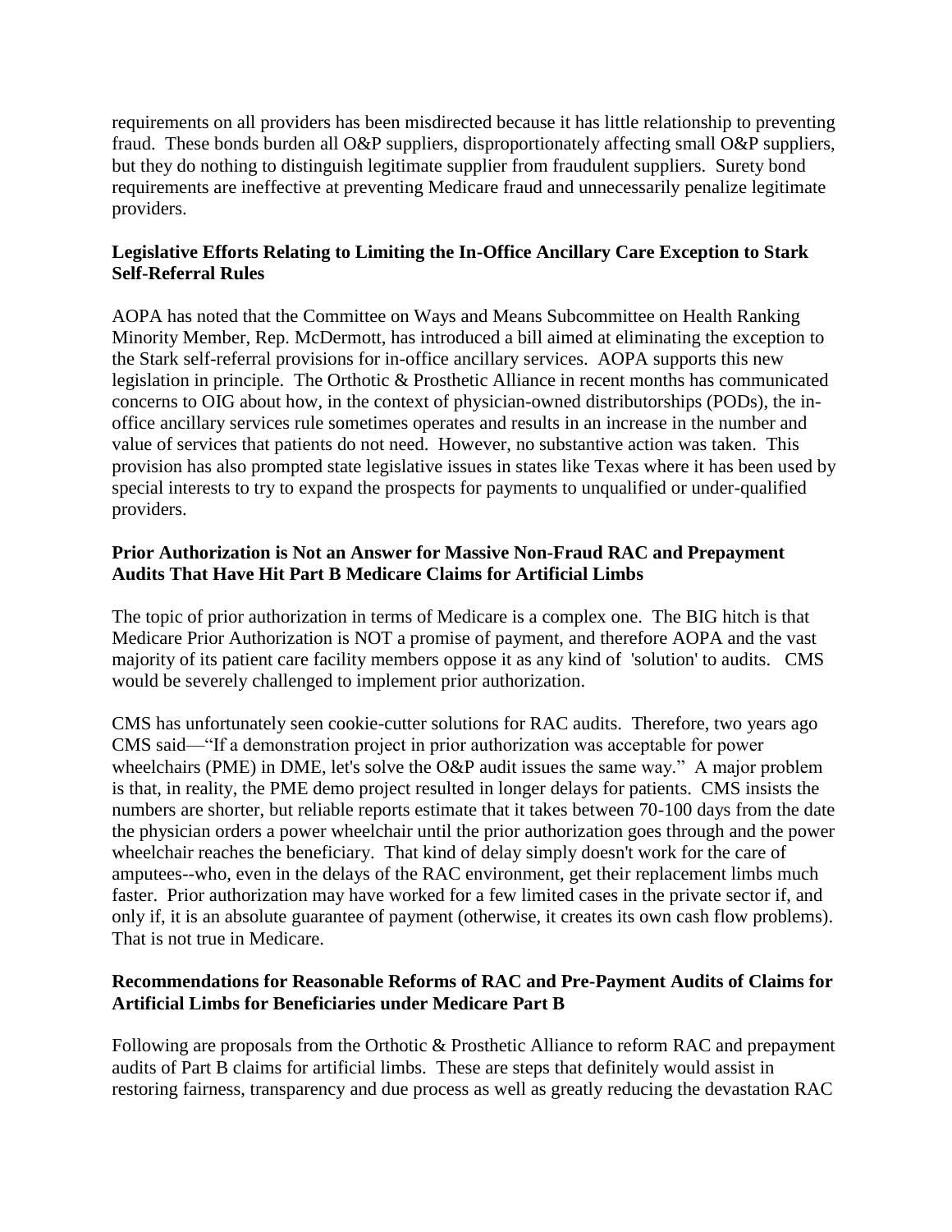requirements on all providers has been misdirected because it has little relationship to preventing fraud. These bonds burden all O&P suppliers, disproportionately affecting small O&P suppliers, but they do nothing to distinguish legitimate supplier from fraudulent suppliers. Surety bond requirements are ineffective at preventing Medicare fraud and unnecessarily penalize legitimate providers.

**Legislative Efforts Relating to Limiting the In-Office Ancillary Care Exception to Stark Self-Referral Rules**

AOPA has noted that the Committee on Ways and Means Subcommittee on Health Ranking Minority Member, Rep. McDermott, has introduced a bill aimed at eliminating the exception to the Stark self-referral provisions for in-office ancillary services. AOPA supports this new legislation in principle. The Orthotic & Prosthetic Alliance in recent months has communicated concerns to OIG about how, in the context of physician-owned distributorships (PODs), the in-office ancillary services rule sometimes operates and results in an increase in the number and value of services that patients do not need. However, no substantive action was taken. This provision has also prompted state legislative issues in states like Texas where it has been used by special interests to try to expand the prospects for payments to unqualified or under-qualified providers.

**Prior Authorization is Not an Answer for Massive Non-Fraud RAC and Prepayment Audits That Have Hit Part B Medicare Claims for Artificial Limbs**

The topic of prior authorization in terms of Medicare is a complex one. The BIG hitch is that Medicare Prior Authorization is NOT a promise of payment, and therefore AOPA and the vast majority of its patient care facility members oppose it as any kind of 'solution' to audits. CMS would be severely challenged to implement prior authorization.

CMS has unfortunately seen cookie-cutter solutions for RAC audits. Therefore, two years ago CMS said—"If a demonstration project in prior authorization was acceptable for power wheelchairs (PME) in DME, let's solve the O&P audit issues the same way." A major problem is that, in reality, the PME demo project resulted in longer delays for patients. CMS insists the numbers are shorter, but reliable reports estimate that it takes between 70-100 days from the date the physician orders a power wheelchair until the prior authorization goes through and the power wheelchair reaches the beneficiary. That kind of delay simply doesn't work for the care of amputees--who, even in the delays of the RAC environment, get their replacement limbs much faster. Prior authorization may have worked for a few limited cases in the private sector if, and only if, it is an absolute guarantee of payment (otherwise, it creates its own cash flow problems). That is not true in Medicare.

**Recommendations for Reasonable Reforms of RAC and Pre-Payment Audits of Claims for Artificial Limbs for Beneficiaries under Medicare Part B**

Following are proposals from the Orthotic & Prosthetic Alliance to reform RAC and prepayment audits of Part B claims for artificial limbs. These are steps that definitely would assist in restoring fairness, transparency and due process as well as greatly reducing the devastation RAC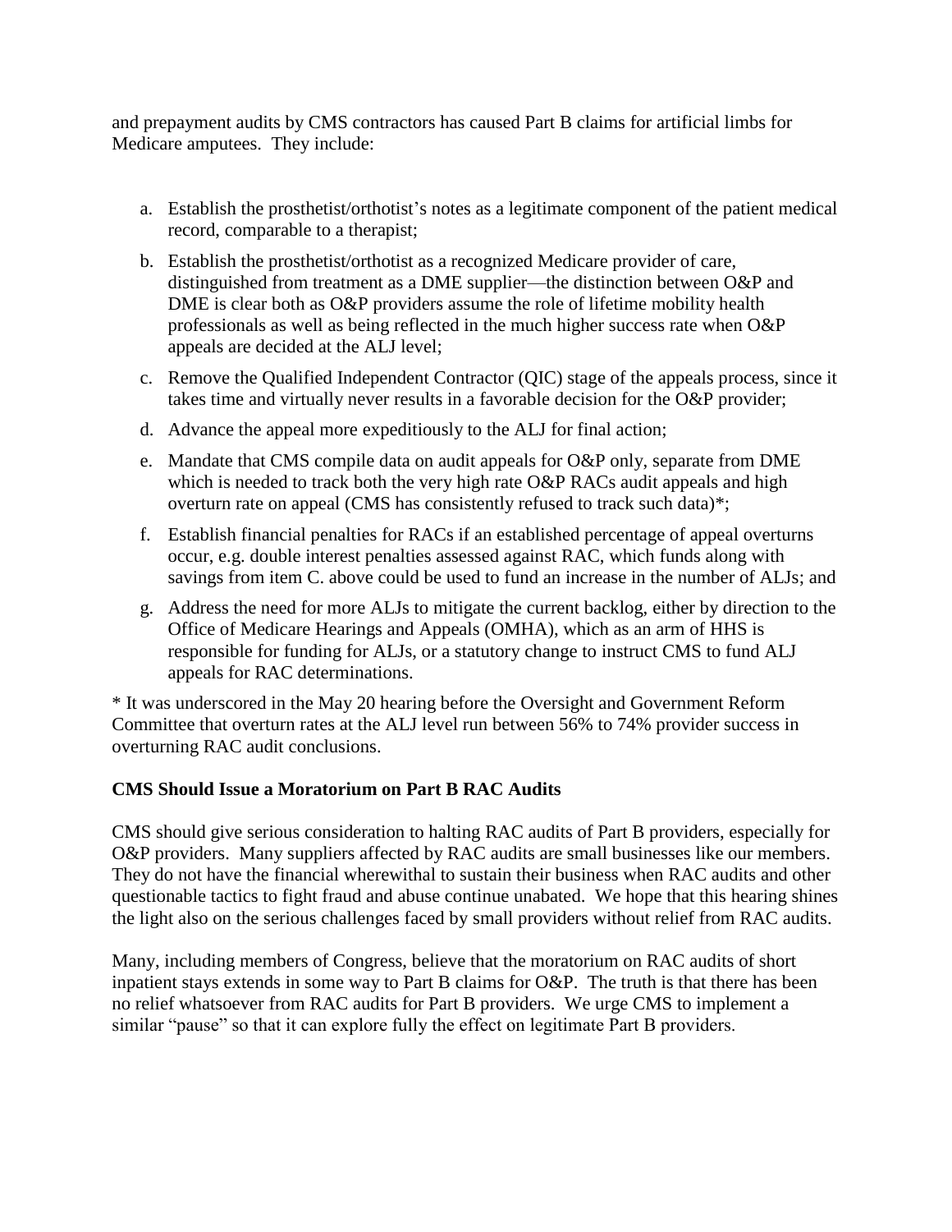and prepayment audits by CMS contractors has caused Part B claims for artificial limbs for Medicare amputees. They include:

a. Establish the prosthetist/orthotist's notes as a legitimate component of the patient medical record, comparable to a therapist;

b. Establish the prosthetist/orthotist as a recognized Medicare provider of care, distinguished from treatment as a DME supplier—the distinction between O&P and DME is clear both as O&P providers assume the role of lifetime mobility health professionals as well as being reflected in the much higher success rate when O&P appeals are decided at the ALJ level;

c. Remove the Qualified Independent Contractor (QIC) stage of the appeals process, since it takes time and virtually never results in a favorable decision for the O&P provider;

d. Advance the appeal more expeditiously to the ALJ for final action;

e. Mandate that CMS compile data on audit appeals for O&P only, separate from DME which is needed to track both the very high rate O&P RACs audit appeals and high overturn rate on appeal (CMS has consistently refused to track such data)*;

f. Establish financial penalties for RACs if an established percentage of appeal overturns occur, e.g. double interest penalties assessed against RAC, which funds along with savings from item C. above could be used to fund an increase in the number of ALJs; and

g. Address the need for more ALJs to mitigate the current backlog, either by direction to the Office of Medicare Hearings and Appeals (OMHA), which as an arm of HHS is responsible for funding for ALJs, or a statutory change to instruct CMS to fund ALJ appeals for RAC determinations.

* It was underscored in the May 20 hearing before the Oversight and Government Reform Committee that overturn rates at the ALJ level run between 56% to 74% provider success in overturning RAC audit conclusions.

**CMS Should Issue a Moratorium on Part B RAC Audits**

CMS should give serious consideration to halting RAC audits of Part B providers, especially for O&P providers. Many suppliers affected by RAC audits are small businesses like our members. They do not have the financial wherewithal to sustain their business when RAC audits and other questionable tactics to fight fraud and abuse continue unabated. We hope that this hearing shines the light also on the serious challenges faced by small providers without relief from RAC audits.

Many, including members of Congress, believe that the moratorium on RAC audits of short inpatient stays extends in some way to Part B claims for O&P. The truth is that there has been no relief whatsoever from RAC audits for Part B providers. We urge CMS to implement a similar "pause" so that it can explore fully the effect on legitimate Part B providers.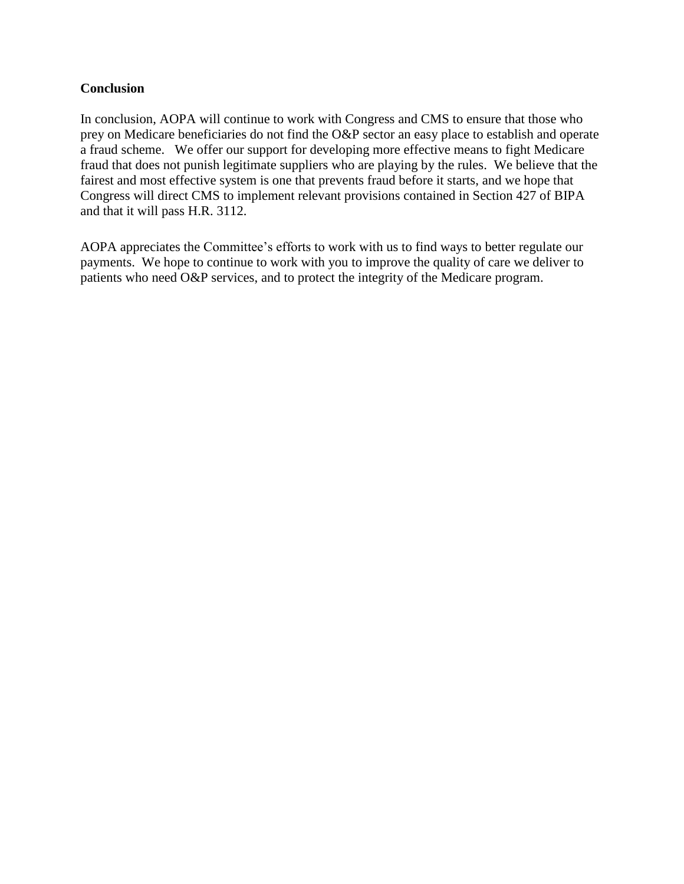**Conclusion**

In conclusion, AOPA will continue to work with Congress and CMS to ensure that those who prey on Medicare beneficiaries do not find the O&P sector an easy place to establish and operate a fraud scheme. We offer our support for developing more effective means to fight Medicare fraud that does not punish legitimate suppliers who are playing by the rules. We believe that the fairest and most effective system is one that prevents fraud before it starts, and we hope that Congress will direct CMS to implement relevant provisions contained in Section 427 of BIPA and that it will pass H.R. 3112.

AOPA appreciates the Committee's efforts to work with us to find ways to better regulate our payments. We hope to continue to work with you to improve the quality of care we deliver to patients who need O&P services, and to protect the integrity of the Medicare program.